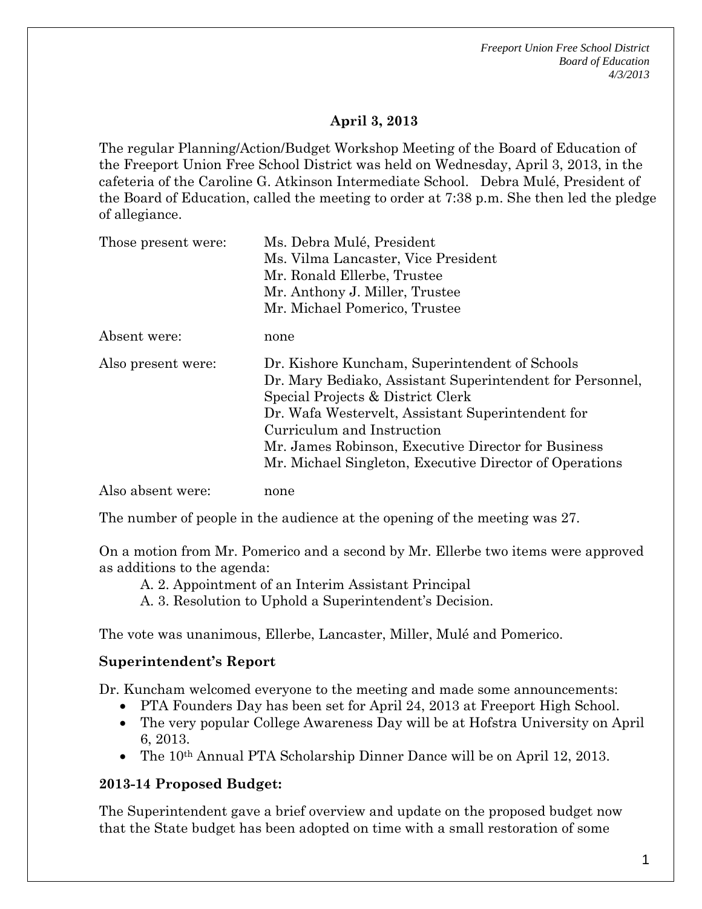**April 3, 2013**

The regular Planning/Action/Budget Workshop Meeting of the Board of Education of the Freeport Union Free School District was held on Wednesday, April 3, 2013, in the cafeteria of the Caroline G. Atkinson Intermediate School. Debra Mulé, President of the Board of Education, called the meeting to order at 7:38 p.m. She then led the pledge of allegiance.

Those present were:
- Ms. Debra Mulé, President
- Ms. Vilma Lancaster, Vice President
- Mr. Ronald Ellerbe, Trustee
- Mr. Anthony J. Miller, Trustee
- Mr. Michael Pomerico, Trustee

Absent were: none

Also present were:
- Dr. Kishore Kuncham, Superintendent of Schools
- Dr. Mary Bediako, Assistant Superintendent for Personnel, Special Projects & District Clerk
- Dr. Wafa Westervelt, Assistant Superintendent for Curriculum and Instruction
- Mr. James Robinson, Executive Director for Business
- Mr. Michael Singleton, Executive Director of Operations

Also absent were: none

The number of people in the audience at the opening of the meeting was 27.

On a motion from Mr. Pomerico and a second by Mr. Ellerbe two items were approved as additions to the agenda:

A. 2. Appointment of an Interim Assistant Principal
A. 3. Resolution to Uphold a Superintendent's Decision.

The vote was unanimous, Ellerbe, Lancaster, Miller, Mulé and Pomerico.

**Superintendent's Report**

Dr. Kuncham welcomed everyone to the meeting and made some announcements:

- PTA Founders Day has been set for April 24, 2013 at Freeport High School.
- The very popular College Awareness Day will be at Hofstra University on April 6, 2013.
- The 10th Annual PTA Scholarship Dinner Dance will be on April 12, 2013.

**2013-14 Proposed Budget:**

The Superintendent gave a brief overview and update on the proposed budget now that the State budget has been adopted on time with a small restoration of some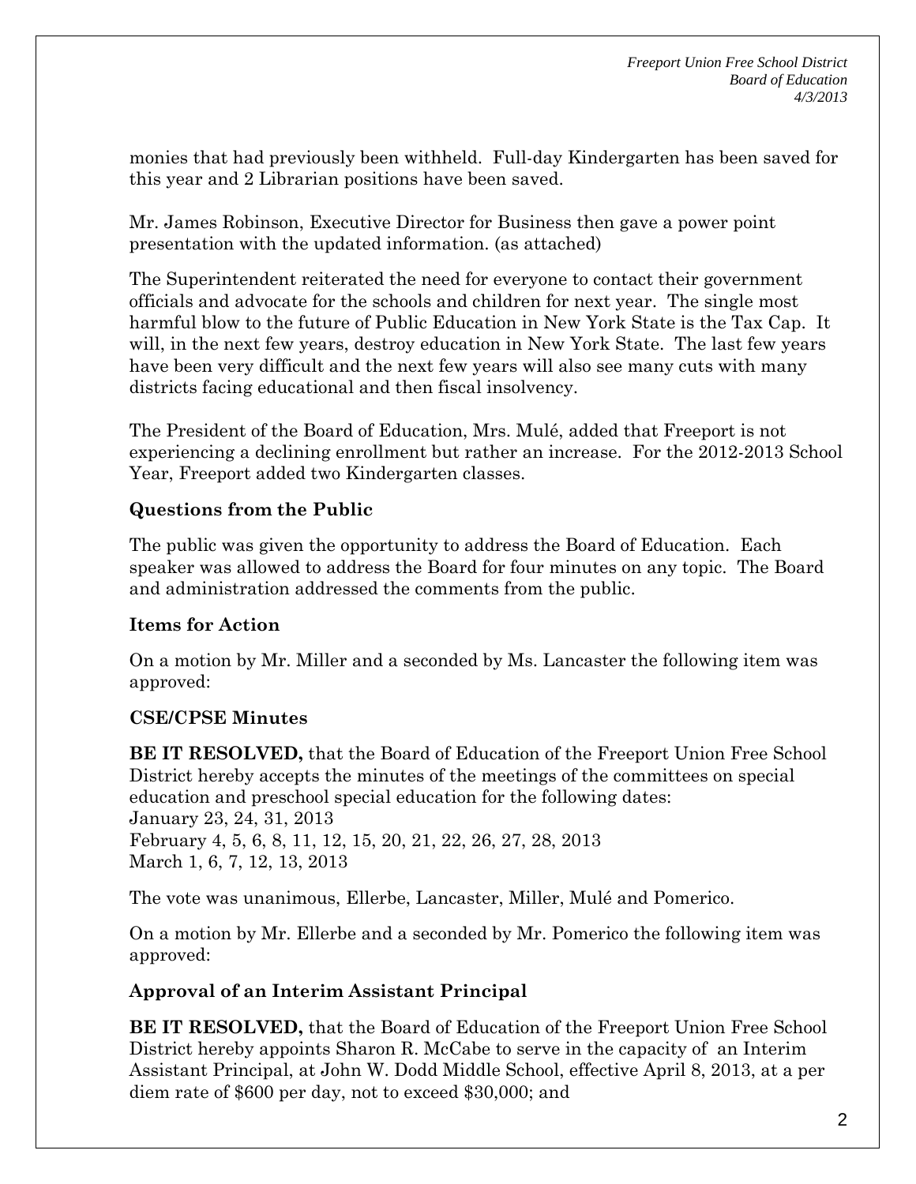monies that had previously been withheld. Full-day Kindergarten has been saved for this year and 2 Librarian positions have been saved.

Mr. James Robinson, Executive Director for Business then gave a power point presentation with the updated information. (as attached)

The Superintendent reiterated the need for everyone to contact their government officials and advocate for the schools and children for next year. The single most harmful blow to the future of Public Education in New York State is the Tax Cap. It will, in the next few years, destroy education in New York State. The last few years have been very difficult and the next few years will also see many cuts with many districts facing educational and then fiscal insolvency.

The President of the Board of Education, Mrs. Mulé, added that Freeport is not experiencing a declining enrollment but rather an increase. For the 2012-2013 School Year, Freeport added two Kindergarten classes.

### Questions from the Public

The public was given the opportunity to address the Board of Education. Each speaker was allowed to address the Board for four minutes on any topic. The Board and administration addressed the comments from the public.

### Items for Action

On a motion by Mr. Miller and a seconded by Ms. Lancaster the following item was approved:

### CSE/CPSE Minutes

**BE IT RESOLVED,** that the Board of Education of the Freeport Union Free School District hereby accepts the minutes of the meetings of the committees on special education and preschool special education for the following dates:
January 23, 24, 31, 2013
February 4, 5, 6, 8, 11, 12, 15, 20, 21, 22, 26, 27, 28, 2013
March 1, 6, 7, 12, 13, 2013

The vote was unanimous, Ellerbe, Lancaster, Miller, Mulé and Pomerico.

On a motion by Mr. Ellerbe and a seconded by Mr. Pomerico the following item was approved:

### Approval of an Interim Assistant Principal

**BE IT RESOLVED,** that the Board of Education of the Freeport Union Free School District hereby appoints Sharon R. McCabe to serve in the capacity of an Interim Assistant Principal, at John W. Dodd Middle School, effective April 8, 2013, at a per diem rate of $600 per day, not to exceed $30,000; and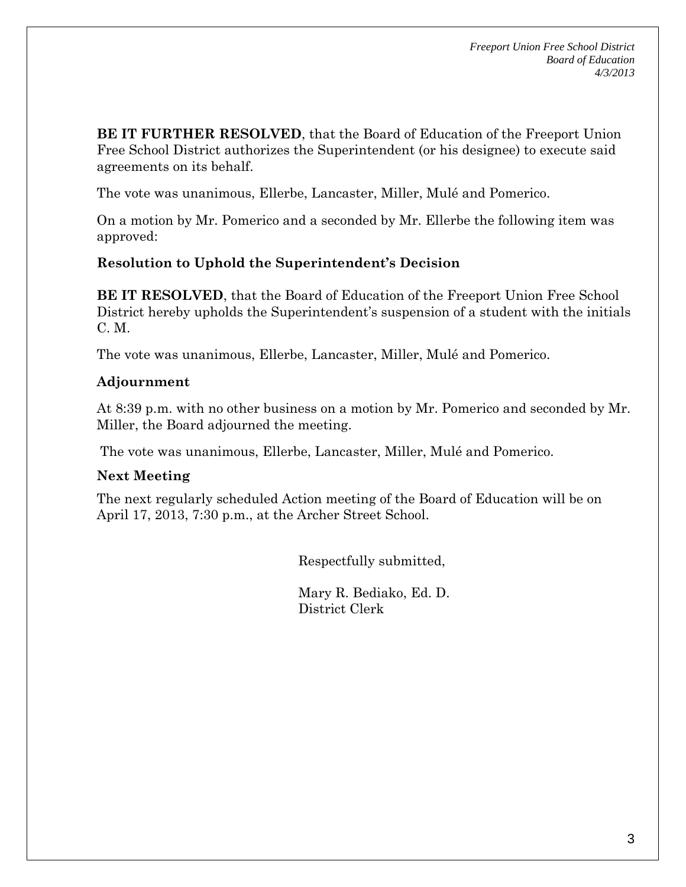**BE IT FURTHER RESOLVED**, that the Board of Education of the Freeport Union Free School District authorizes the Superintendent (or his designee) to execute said agreements on its behalf.

The vote was unanimous, Ellerbe, Lancaster, Miller, Mulé and Pomerico.

On a motion by Mr. Pomerico and a seconded by Mr. Ellerbe the following item was approved:

**Resolution to Uphold the Superintendent's Decision**

**BE IT RESOLVED**, that the Board of Education of the Freeport Union Free School District hereby upholds the Superintendent's suspension of a student with the initials C. M.

The vote was unanimous, Ellerbe, Lancaster, Miller, Mulé and Pomerico.

**Adjournment**

At 8:39 p.m. with no other business on a motion by Mr. Pomerico and seconded by Mr. Miller, the Board adjourned the meeting.

The vote was unanimous, Ellerbe, Lancaster, Miller, Mulé and Pomerico.

**Next Meeting**

The next regularly scheduled Action meeting of the Board of Education will be on April 17, 2013, 7:30 p.m., at the Archer Street School.

Respectfully submitted,

Mary R. Bediako, Ed. D.
District Clerk